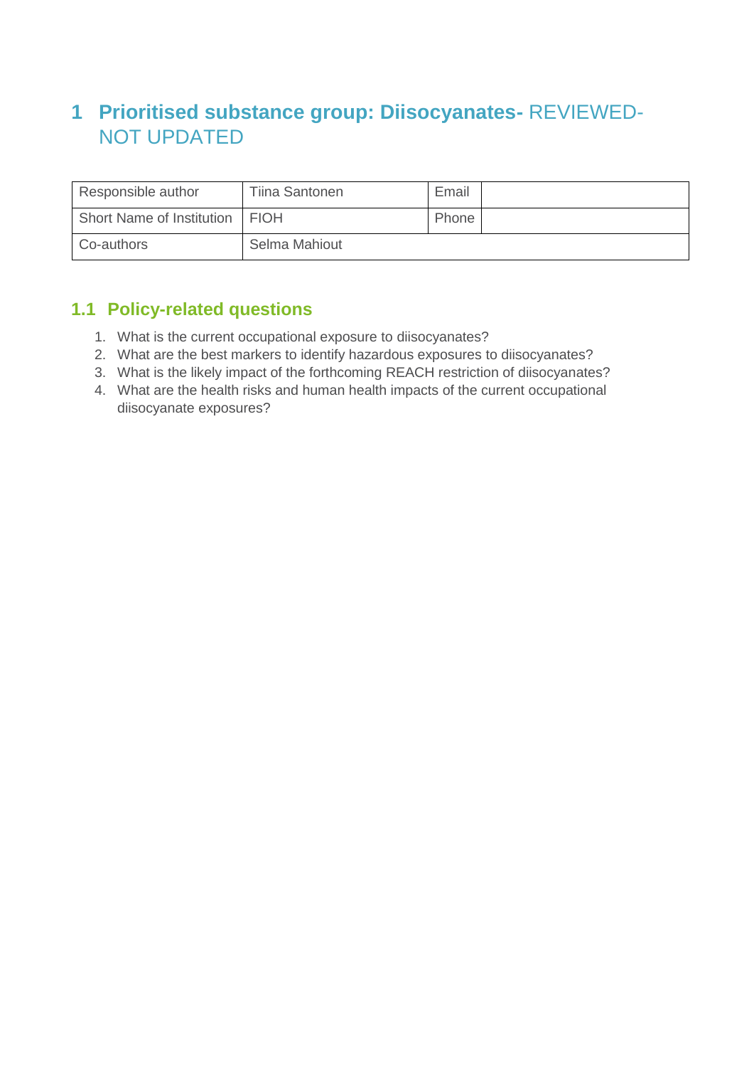# 1 Prioritised substance group: Diisocyanates- REVIEWED-NOT UPDATED

| Responsible author | Tiina Santonen | Email | |
|---|---|---|---|
| Short Name of Institution | FIOH | Phone | |
| Co-authors | Selma Mahiout | | |

## 1.1 Policy-related questions

1. What is the current occupational exposure to diisocyanates?
2. What are the best markers to identify hazardous exposures to diisocyanates?
3. What is the likely impact of the forthcoming REACH restriction of diisocyanates?
4. What are the health risks and human health impacts of the current occupational diisocyanate exposures?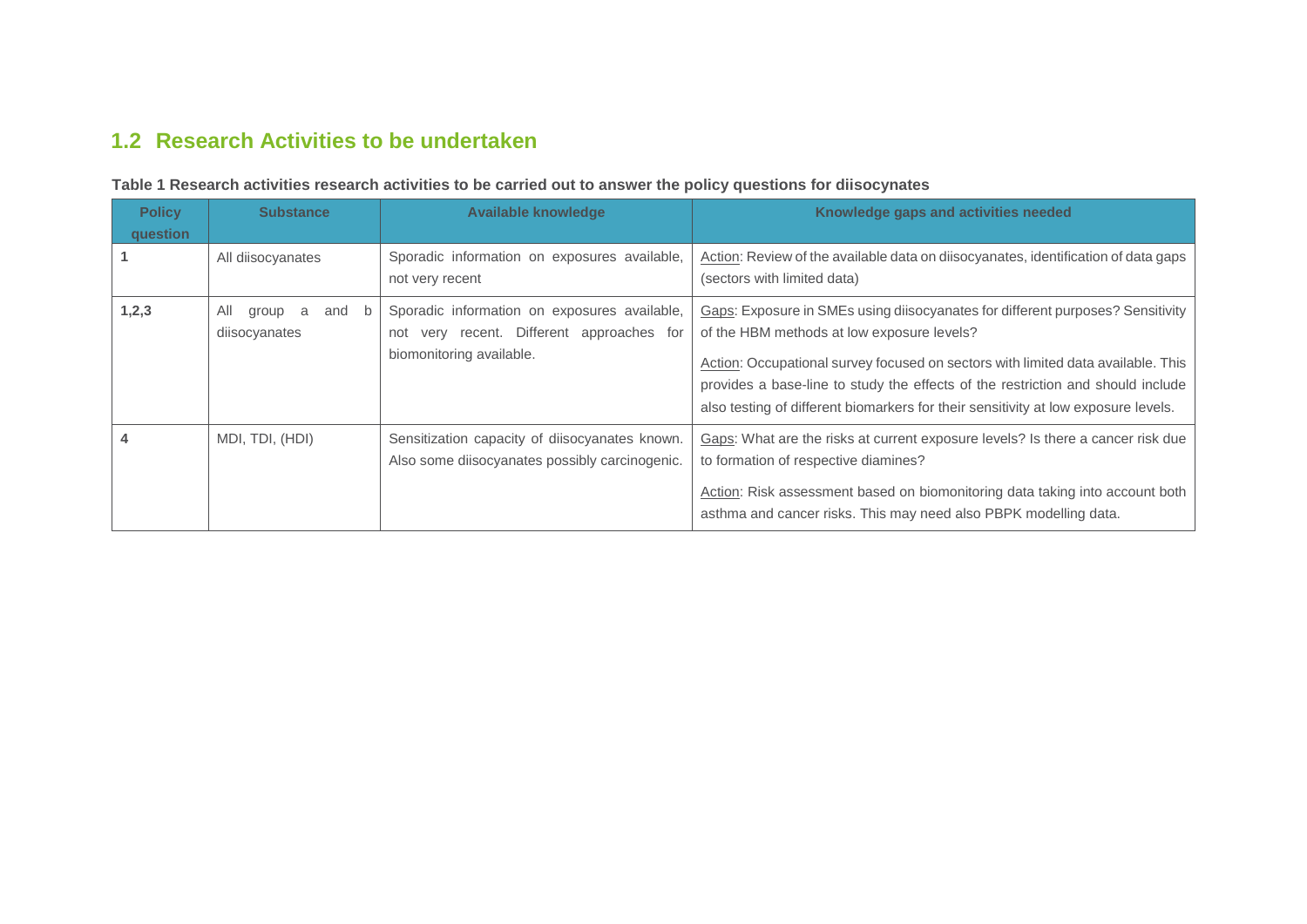## 1.2 Research Activities to be undertaken

**Table 1 Research activities research activities to be carried out to answer the policy questions for diisocynates**

| Policy question | Substance | Available knowledge | Knowledge gaps and activities needed |
|---|---|---|---|
| **1** | All diisocyanates | Sporadic information on exposures available, not very recent | Action: Review of the available data on diisocyanates, identification of data gaps (sectors with limited data) |
| **1,2,3** | All group a and b diisocyanates | Sporadic information on exposures available, not very recent. Different approaches for biomonitoring available. | Gaps: Exposure in SMEs using diisocyanates for different purposes? Sensitivity of the HBM methods at low exposure levels?<br><br>Action: Occupational survey focused on sectors with limited data available. This provides a base-line to study the effects of the restriction and should include also testing of different biomarkers for their sensitivity at low exposure levels. |
| **4** | MDI, TDI, (HDI) | Sensitization capacity of diisocyanates known. Also some diisocyanates possibly carcinogenic. | Gaps: What are the risks at current exposure levels? Is there a cancer risk due to formation of respective diamines?<br><br>Action: Risk assessment based on biomonitoring data taking into account both asthma and cancer risks. This may need also PBPK modelling data. |